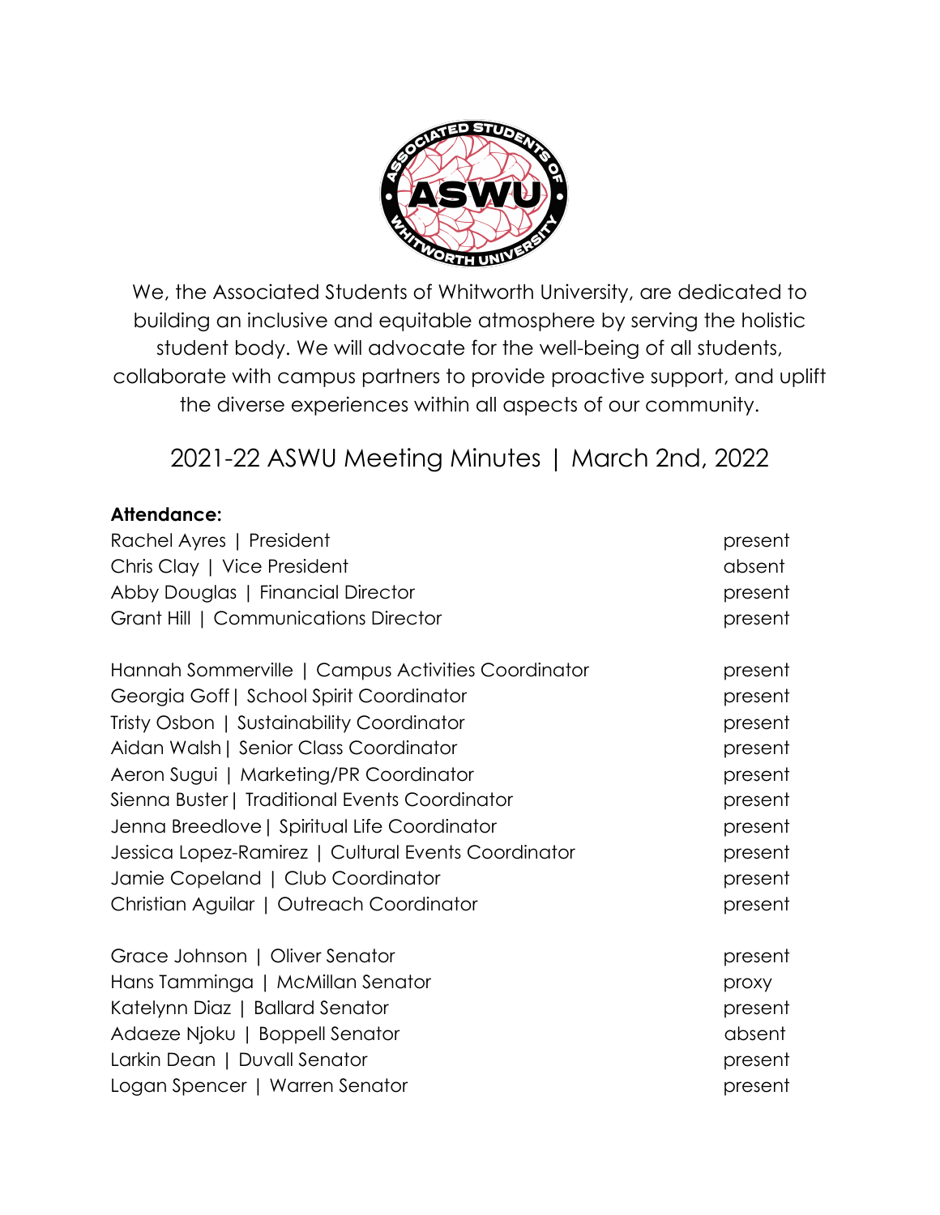We, the Associated Students of Whitworth University, are dedicated to building an inclusive and equitable atmosphere by serving the holistic student body. We will advocate for the well-being of all students, collaborate with campus partners to provide proactive support, and uplift the diverse experiences within all aspects of our community.

# 2021-22 ASWU Meeting Minutes | March 2nd, 2022

**Attendance:**

| | |
|---|---|
| Rachel Ayres \| President | present |
| Chris Clay \| Vice President | absent |
| Abby Douglas \| Financial Director | present |
| Grant Hill \| Communications Director | present |
| | |
| Hannah Sommerville \| Campus Activities Coordinator | present |
| Georgia Goff \| School Spirit Coordinator | present |
| Tristy Osbon \| Sustainability Coordinator | present |
| Aidan Walsh \| Senior Class Coordinator | present |
| Aeron Sugui \| Marketing/PR Coordinator | present |
| Sienna Buster \| Traditional Events Coordinator | present |
| Jenna Breedlove \| Spiritual Life Coordinator | present |
| Jessica Lopez-Ramirez \| Cultural Events Coordinator | present |
| Jamie Copeland \| Club Coordinator | present |
| Christian Aguilar \| Outreach Coordinator | present |
| | |
| Grace Johnson \| Oliver Senator | present |
| Hans Tamminga \| McMillan Senator | proxy |
| Katelynn Diaz \| Ballard Senator | present |
| Adaeze Njoku \| Boppell Senator | absent |
| Larkin Dean \| Duvall Senator | present |
| Logan Spencer \| Warren Senator | present |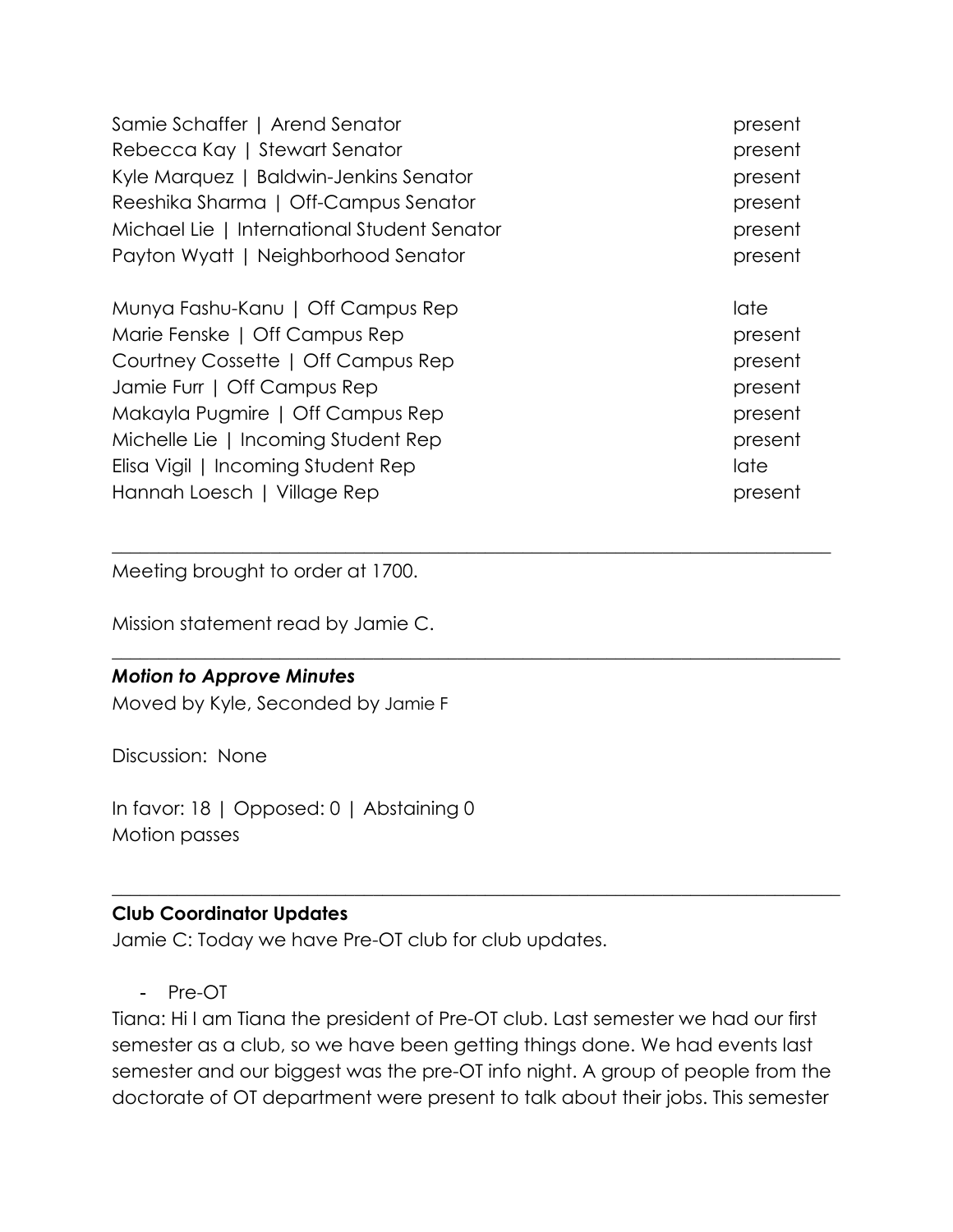| | |
|---|---|
| Samie Schaffer \| Arend Senator | present |
| Rebecca Kay \| Stewart Senator | present |
| Kyle Marquez \| Baldwin-Jenkins Senator | present |
| Reeshika Sharma \| Off-Campus Senator | present |
| Michael Lie \| International Student Senator | present |
| Payton Wyatt \| Neighborhood Senator | present |
| Munya Fashu-Kanu \| Off Campus Rep | late |
| Marie Fenske \| Off Campus Rep | present |
| Courtney Cossette \| Off Campus Rep | present |
| Jamie Furr \| Off Campus Rep | present |
| Makayla Pugmire \| Off Campus Rep | present |
| Michelle Lie \| Incoming Student Rep | present |
| Elisa Vigil \| Incoming Student Rep | late |
| Hannah Loesch \| Village Rep | present |

---

Meeting brought to order at 1700.

Mission statement read by Jamie C.

---

***Motion to Approve Minutes***

Moved by Kyle, Seconded by Jamie F

Discussion: None

In favor: 18 | Opposed: 0 | Abstaining 0

Motion passes

---

**Club Coordinator Updates**

Jamie C: Today we have Pre-OT club for club updates.

- Pre-OT

Tiana: Hi I am Tiana the president of Pre-OT club. Last semester we had our first semester as a club, so we have been getting things done. We had events last semester and our biggest was the pre-OT info night. A group of people from the doctorate of OT department were present to talk about their jobs. This semester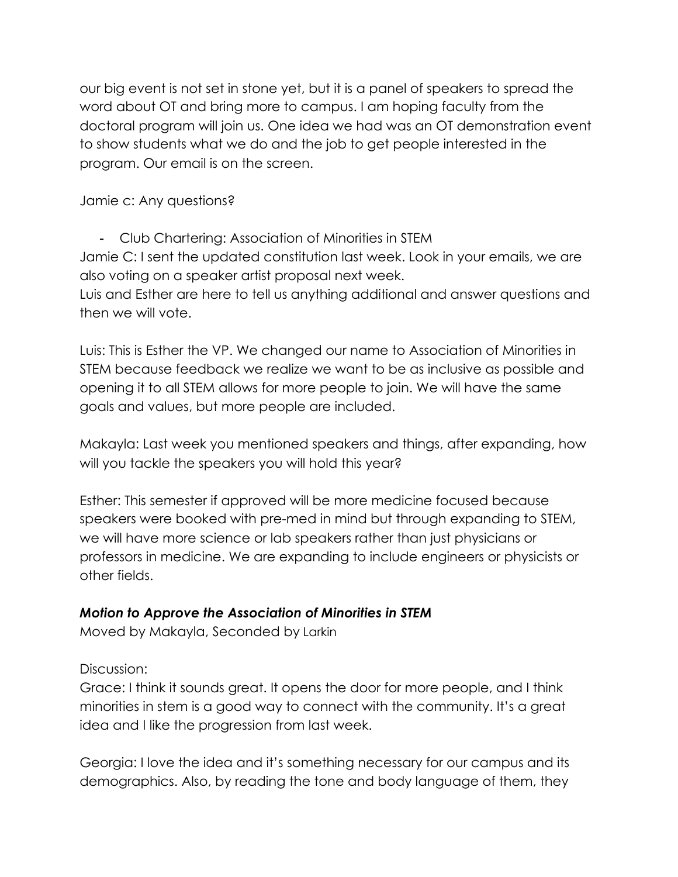our big event is not set in stone yet, but it is a panel of speakers to spread the word about OT and bring more to campus. I am hoping faculty from the doctoral program will join us. One idea we had was an OT demonstration event to show students what we do and the job to get people interested in the program. Our email is on the screen.

Jamie c: Any questions?

- Club Chartering: Association of Minorities in STEM

Jamie C: I sent the updated constitution last week. Look in your emails, we are also voting on a speaker artist proposal next week.
Luis and Esther are here to tell us anything additional and answer questions and then we will vote.

Luis: This is Esther the VP. We changed our name to Association of Minorities in STEM because feedback we realize we want to be as inclusive as possible and opening it to all STEM allows for more people to join. We will have the same goals and values, but more people are included.

Makayla: Last week you mentioned speakers and things, after expanding, how will you tackle the speakers you will hold this year?

Esther: This semester if approved will be more medicine focused because speakers were booked with pre-med in mind but through expanding to STEM, we will have more science or lab speakers rather than just physicians or professors in medicine. We are expanding to include engineers or physicists or other fields.

***Motion to Approve the Association of Minorities in STEM***

Moved by Makayla, Seconded by Larkin

Discussion:

Grace: I think it sounds great. It opens the door for more people, and I think minorities in stem is a good way to connect with the community. It's a great idea and I like the progression from last week.

Georgia: I love the idea and it's something necessary for our campus and its demographics. Also, by reading the tone and body language of them, they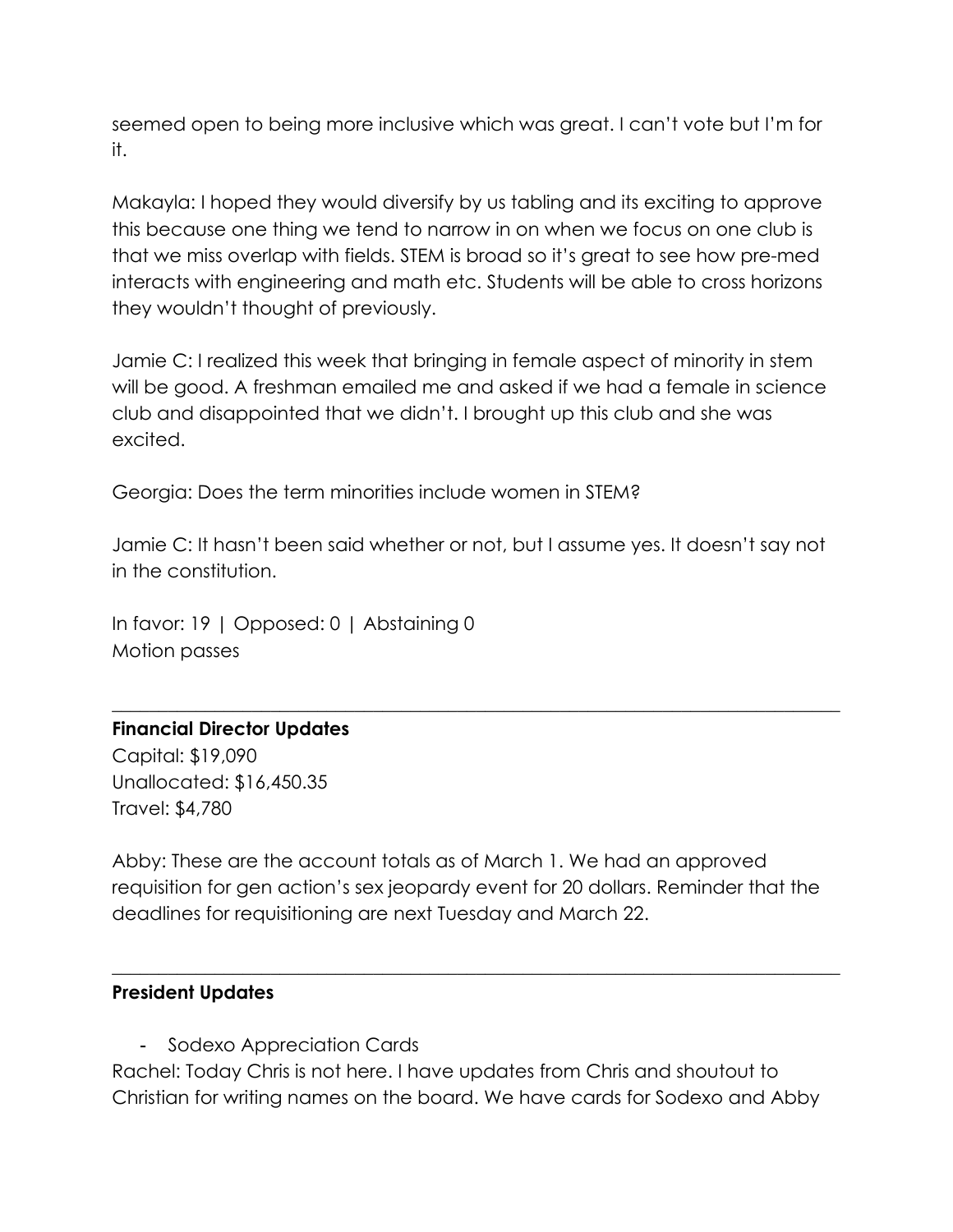seemed open to being more inclusive which was great. I can't vote but I'm for it.

Makayla: I hoped they would diversify by us tabling and its exciting to approve this because one thing we tend to narrow in on when we focus on one club is that we miss overlap with fields. STEM is broad so it's great to see how pre-med interacts with engineering and math etc. Students will be able to cross horizons they wouldn't thought of previously.

Jamie C: I realized this week that bringing in female aspect of minority in stem will be good. A freshman emailed me and asked if we had a female in science club and disappointed that we didn't. I brought up this club and she was excited.

Georgia: Does the term minorities include women in STEM?

Jamie C: It hasn't been said whether or not, but I assume yes. It doesn't say not in the constitution.

In favor: 19 | Opposed: 0 | Abstaining 0
Motion passes

---

**Financial Director Updates**
Capital: $19,090
Unallocated: $16,450.35
Travel: $4,780

Abby: These are the account totals as of March 1. We had an approved requisition for gen action's sex jeopardy event for 20 dollars. Reminder that the deadlines for requisitioning are next Tuesday and March 22.

---

**President Updates**

- Sodexo Appreciation Cards

Rachel: Today Chris is not here. I have updates from Chris and shoutout to Christian for writing names on the board. We have cards for Sodexo and Abby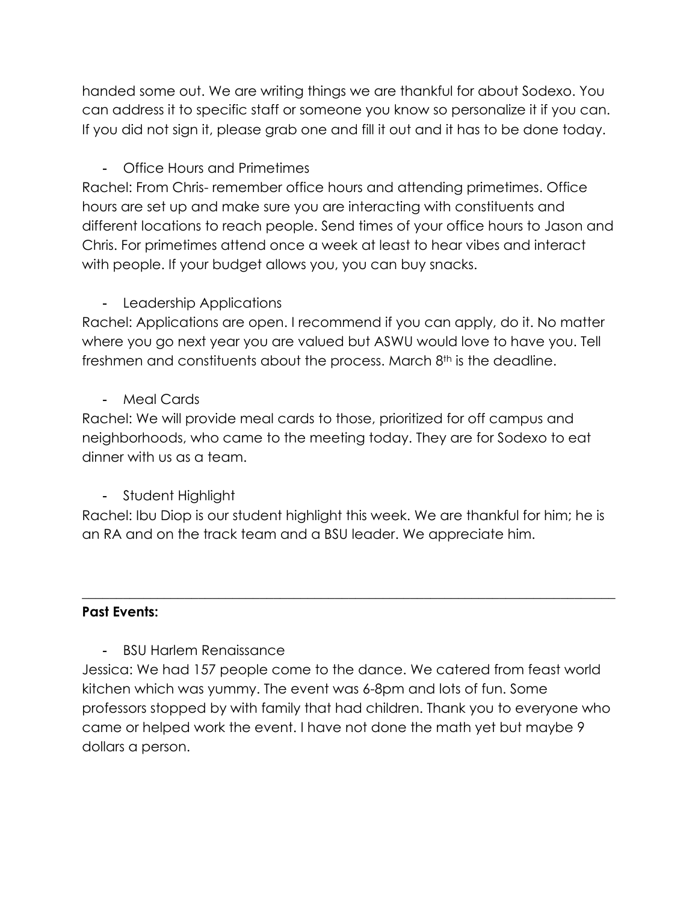handed some out. We are writing things we are thankful for about Sodexo. You can address it to specific staff or someone you know so personalize it if you can. If you did not sign it, please grab one and fill it out and it has to be done today.

- Office Hours and Primetimes

Rachel: From Chris- remember office hours and attending primetimes. Office hours are set up and make sure you are interacting with constituents and different locations to reach people. Send times of your office hours to Jason and Chris. For primetimes attend once a week at least to hear vibes and interact with people. If your budget allows you, you can buy snacks.

- Leadership Applications

Rachel: Applications are open. I recommend if you can apply, do it. No matter where you go next year you are valued but ASWU would love to have you. Tell freshmen and constituents about the process. March 8th is the deadline.

- Meal Cards

Rachel: We will provide meal cards to those, prioritized for off campus and neighborhoods, who came to the meeting today. They are for Sodexo to eat dinner with us as a team.

- Student Highlight

Rachel: Ibu Diop is our student highlight this week. We are thankful for him; he is an RA and on the track team and a BSU leader. We appreciate him.

---

**Past Events:**

- BSU Harlem Renaissance

Jessica: We had 157 people come to the dance. We catered from feast world kitchen which was yummy. The event was 6-8pm and lots of fun. Some professors stopped by with family that had children. Thank you to everyone who came or helped work the event. I have not done the math yet but maybe 9 dollars a person.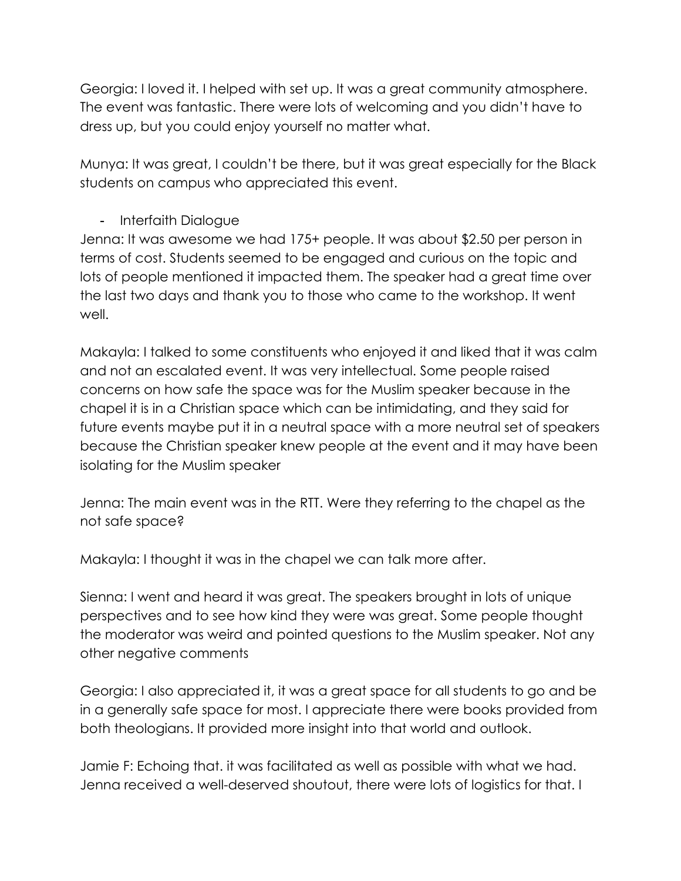Georgia: I loved it. I helped with set up. It was a great community atmosphere. The event was fantastic. There were lots of welcoming and you didn't have to dress up, but you could enjoy yourself no matter what.

Munya: It was great, I couldn't be there, but it was great especially for the Black students on campus who appreciated this event.

- Interfaith Dialogue

Jenna: It was awesome we had 175+ people. It was about $2.50 per person in terms of cost. Students seemed to be engaged and curious on the topic and lots of people mentioned it impacted them. The speaker had a great time over the last two days and thank you to those who came to the workshop. It went well.

Makayla: I talked to some constituents who enjoyed it and liked that it was calm and not an escalated event. It was very intellectual. Some people raised concerns on how safe the space was for the Muslim speaker because in the chapel it is in a Christian space which can be intimidating, and they said for future events maybe put it in a neutral space with a more neutral set of speakers because the Christian speaker knew people at the event and it may have been isolating for the Muslim speaker

Jenna: The main event was in the RTT. Were they referring to the chapel as the not safe space?

Makayla: I thought it was in the chapel we can talk more after.

Sienna: I went and heard it was great. The speakers brought in lots of unique perspectives and to see how kind they were was great. Some people thought the moderator was weird and pointed questions to the Muslim speaker. Not any other negative comments

Georgia: I also appreciated it, it was a great space for all students to go and be in a generally safe space for most. I appreciate there were books provided from both theologians. It provided more insight into that world and outlook.

Jamie F: Echoing that. it was facilitated as well as possible with what we had. Jenna received a well-deserved shoutout, there were lots of logistics for that. I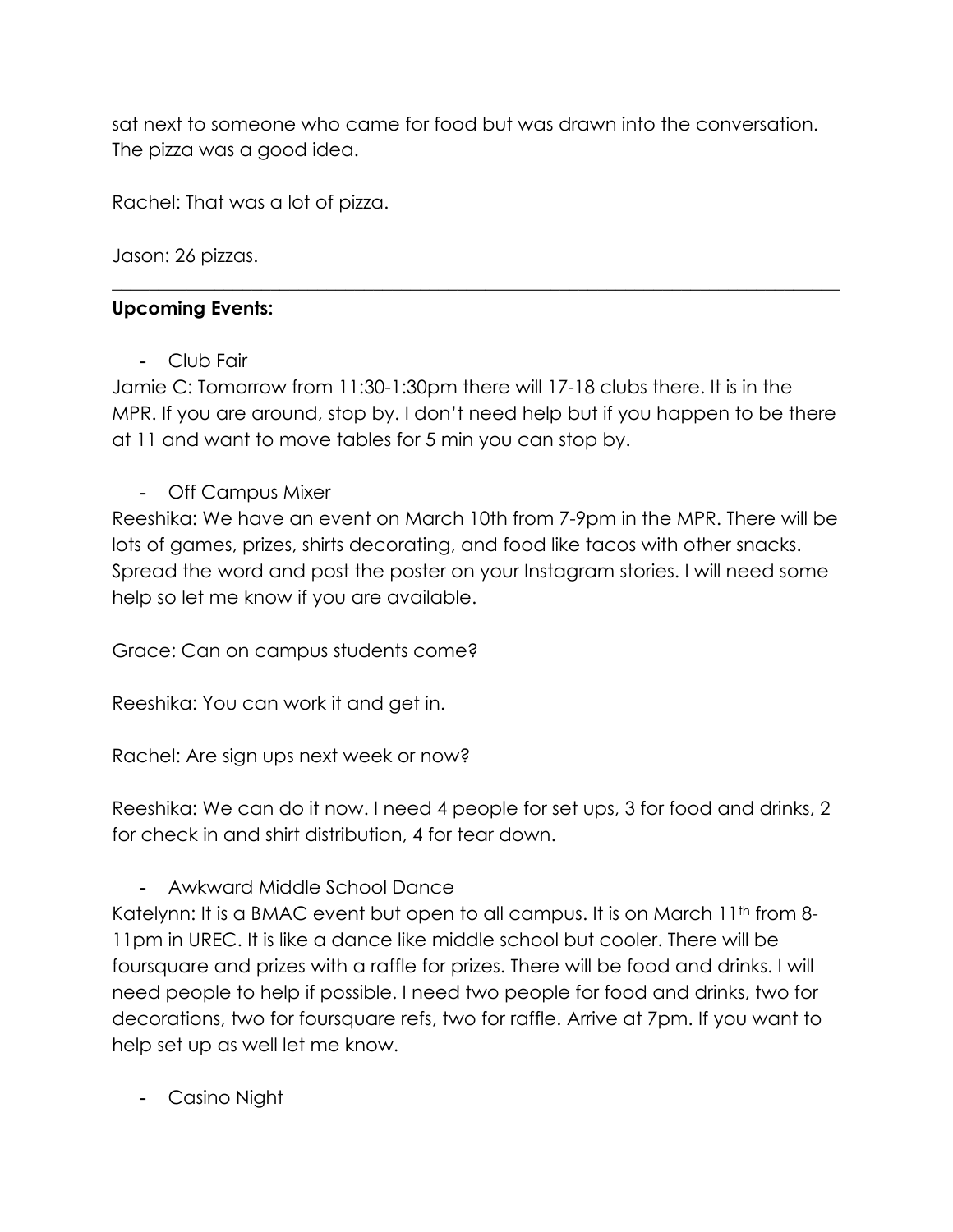sat next to someone who came for food but was drawn into the conversation. The pizza was a good idea.

Rachel: That was a lot of pizza.

Jason: 26 pizzas.

---

**Upcoming Events:**

- Club Fair

Jamie C: Tomorrow from 11:30-1:30pm there will 17-18 clubs there. It is in the MPR. If you are around, stop by. I don't need help but if you happen to be there at 11 and want to move tables for 5 min you can stop by.

- Off Campus Mixer

Reeshika: We have an event on March 10th from 7-9pm in the MPR. There will be lots of games, prizes, shirts decorating, and food like tacos with other snacks. Spread the word and post the poster on your Instagram stories. I will need some help so let me know if you are available.

Grace: Can on campus students come?

Reeshika: You can work it and get in.

Rachel: Are sign ups next week or now?

Reeshika: We can do it now. I need 4 people for set ups, 3 for food and drinks, 2 for check in and shirt distribution, 4 for tear down.

- Awkward Middle School Dance

Katelynn: It is a BMAC event but open to all campus. It is on March 11th from 8-11pm in UREC. It is like a dance like middle school but cooler. There will be foursquare and prizes with a raffle for prizes. There will be food and drinks. I will need people to help if possible. I need two people for food and drinks, two for decorations, two for foursquare refs, two for raffle. Arrive at 7pm. If you want to help set up as well let me know.

- Casino Night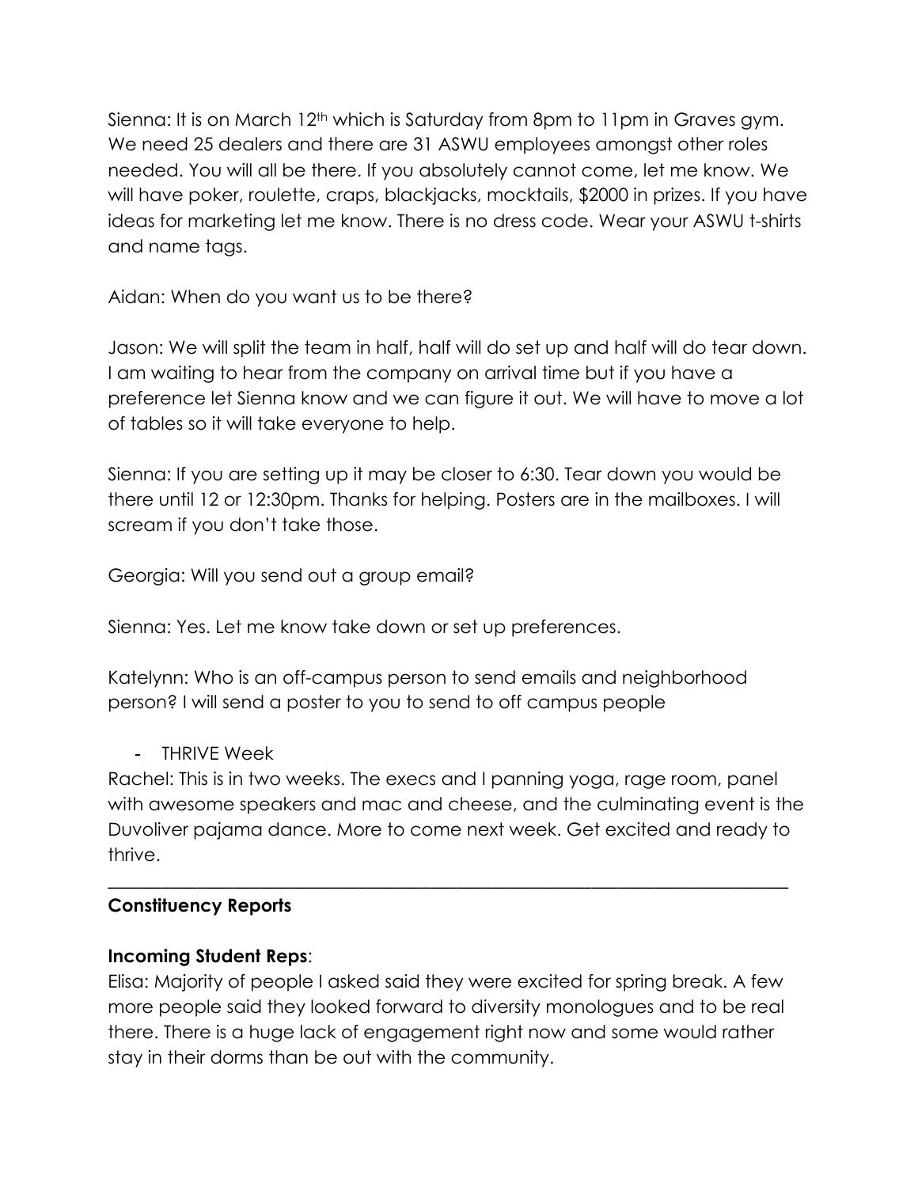Sienna: It is on March 12th which is Saturday from 8pm to 11pm in Graves gym. We need 25 dealers and there are 31 ASWU employees amongst other roles needed. You will all be there. If you absolutely cannot come, let me know. We will have poker, roulette, craps, blackjacks, mocktails, $2000 in prizes. If you have ideas for marketing let me know. There is no dress code. Wear your ASWU t-shirts and name tags.

Aidan: When do you want us to be there?

Jason: We will split the team in half, half will do set up and half will do tear down. I am waiting to hear from the company on arrival time but if you have a preference let Sienna know and we can figure it out. We will have to move a lot of tables so it will take everyone to help.

Sienna: If you are setting up it may be closer to 6:30. Tear down you would be there until 12 or 12:30pm. Thanks for helping. Posters are in the mailboxes. I will scream if you don't take those.

Georgia: Will you send out a group email?

Sienna: Yes. Let me know take down or set up preferences.

Katelynn: Who is an off-campus person to send emails and neighborhood person? I will send a poster to you to send to off campus people

- THRIVE Week

Rachel: This is in two weeks. The execs and I panning yoga, rage room, panel with awesome speakers and mac and cheese, and the culminating event is the Duvoliver pajama dance. More to come next week. Get excited and ready to thrive.

---

**Constituency Reports**

**Incoming Student Reps**:

Elisa: Majority of people I asked said they were excited for spring break. A few more people said they looked forward to diversity monologues and to be real there. There is a huge lack of engagement right now and some would rather stay in their dorms than be out with the community.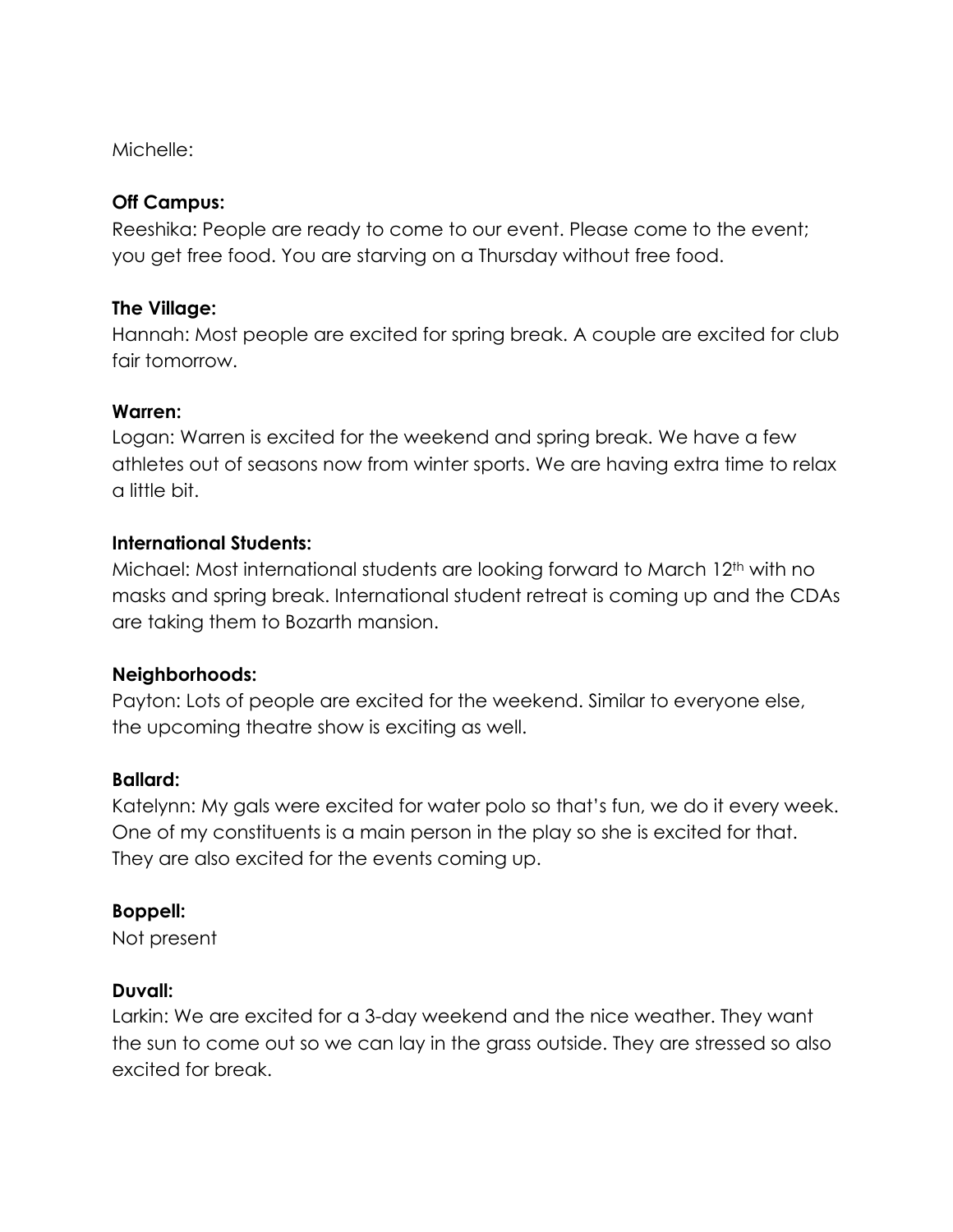Michelle:

**Off Campus:**

Reeshika: People are ready to come to our event. Please come to the event; you get free food. You are starving on a Thursday without free food.

**The Village:**

Hannah: Most people are excited for spring break. A couple are excited for club fair tomorrow.

**Warren:**

Logan: Warren is excited for the weekend and spring break. We have a few athletes out of seasons now from winter sports. We are having extra time to relax a little bit.

**International Students:**

Michael: Most international students are looking forward to March 12th with no masks and spring break. International student retreat is coming up and the CDAs are taking them to Bozarth mansion.

**Neighborhoods:**

Payton: Lots of people are excited for the weekend. Similar to everyone else, the upcoming theatre show is exciting as well.

**Ballard:**

Katelynn: My gals were excited for water polo so that's fun, we do it every week. One of my constituents is a main person in the play so she is excited for that. They are also excited for the events coming up.

**Boppell:**

Not present

**Duvall:**

Larkin: We are excited for a 3-day weekend and the nice weather. They want the sun to come out so we can lay in the grass outside. They are stressed so also excited for break.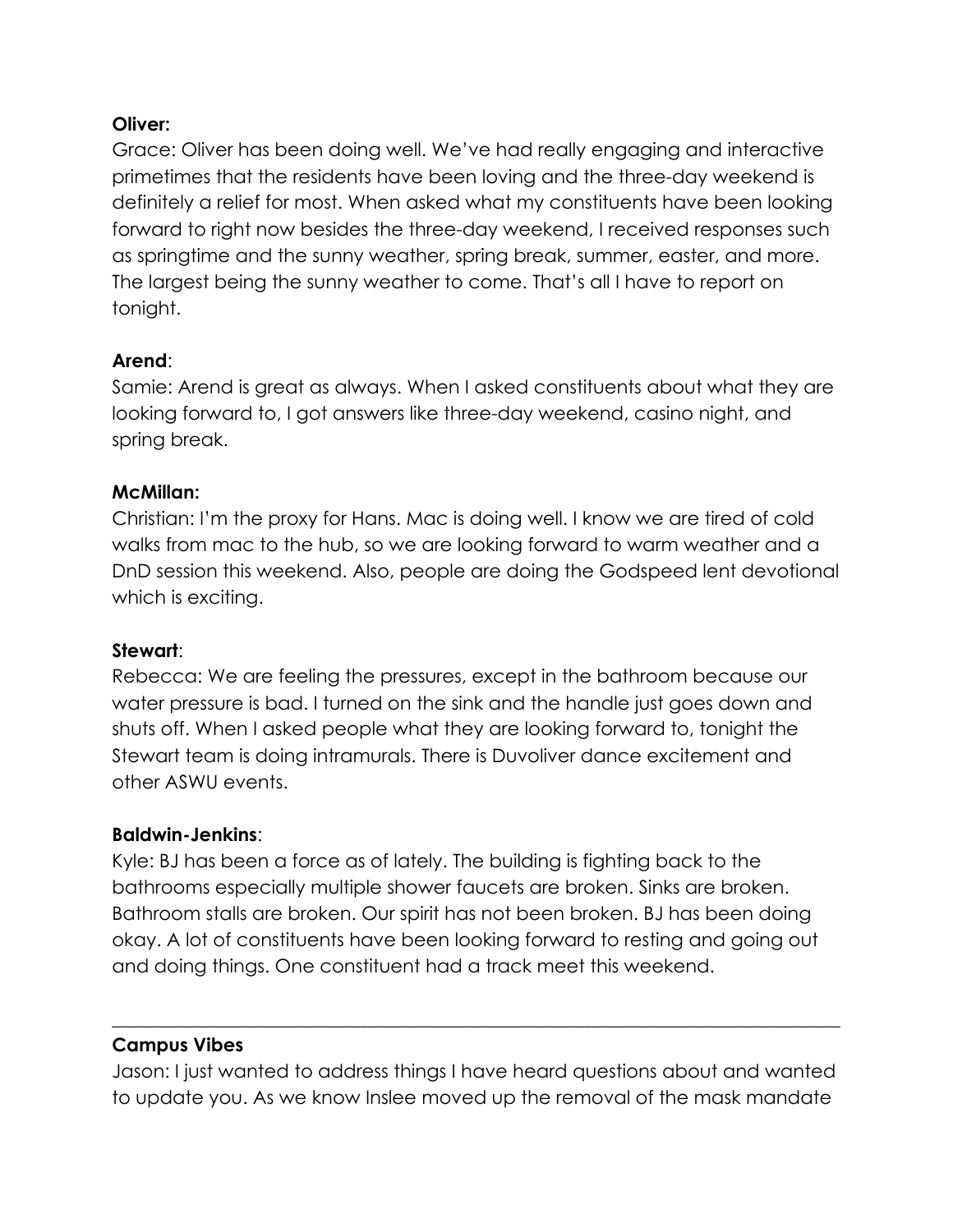**Oliver:**

Grace: Oliver has been doing well. We've had really engaging and interactive primetimes that the residents have been loving and the three-day weekend is definitely a relief for most. When asked what my constituents have been looking forward to right now besides the three-day weekend, I received responses such as springtime and the sunny weather, spring break, summer, easter, and more. The largest being the sunny weather to come. That's all I have to report on tonight.

**Arend**:

Samie: Arend is great as always. When I asked constituents about what they are looking forward to, I got answers like three-day weekend, casino night, and spring break.

**McMillan:**

Christian: I'm the proxy for Hans. Mac is doing well. I know we are tired of cold walks from mac to the hub, so we are looking forward to warm weather and a DnD session this weekend. Also, people are doing the Godspeed lent devotional which is exciting.

**Stewart**:

Rebecca: We are feeling the pressures, except in the bathroom because our water pressure is bad. I turned on the sink and the handle just goes down and shuts off. When I asked people what they are looking forward to, tonight the Stewart team is doing intramurals. There is Duvoliver dance excitement and other ASWU events.

**Baldwin-Jenkins**:

Kyle: BJ has been a force as of lately. The building is fighting back to the bathrooms especially multiple shower faucets are broken. Sinks are broken. Bathroom stalls are broken. Our spirit has not been broken. BJ has been doing okay. A lot of constituents have been looking forward to resting and going out and doing things. One constituent had a track meet this weekend.

---

**Campus Vibes**

Jason: I just wanted to address things I have heard questions about and wanted to update you. As we know Inslee moved up the removal of the mask mandate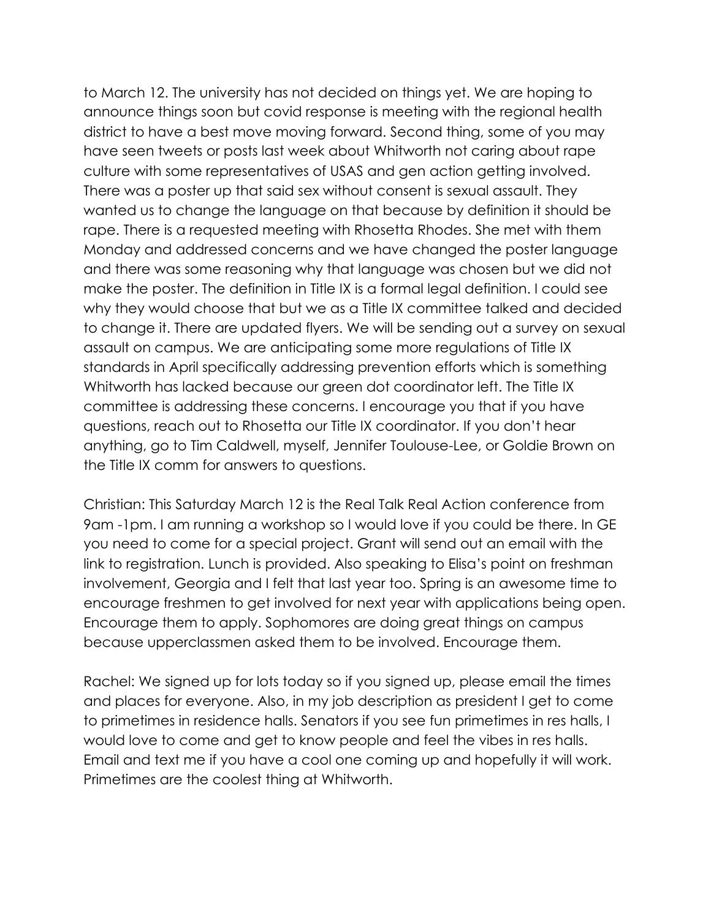to March 12. The university has not decided on things yet. We are hoping to announce things soon but covid response is meeting with the regional health district to have a best move moving forward. Second thing, some of you may have seen tweets or posts last week about Whitworth not caring about rape culture with some representatives of USAS and gen action getting involved. There was a poster up that said sex without consent is sexual assault. They wanted us to change the language on that because by definition it should be rape. There is a requested meeting with Rhosetta Rhodes. She met with them Monday and addressed concerns and we have changed the poster language and there was some reasoning why that language was chosen but we did not make the poster. The definition in Title IX is a formal legal definition. I could see why they would choose that but we as a Title IX committee talked and decided to change it. There are updated flyers. We will be sending out a survey on sexual assault on campus. We are anticipating some more regulations of Title IX standards in April specifically addressing prevention efforts which is something Whitworth has lacked because our green dot coordinator left. The Title IX committee is addressing these concerns. I encourage you that if you have questions, reach out to Rhosetta our Title IX coordinator. If you don't hear anything, go to Tim Caldwell, myself, Jennifer Toulouse-Lee, or Goldie Brown on the Title IX comm for answers to questions.

Christian: This Saturday March 12 is the Real Talk Real Action conference from 9am -1pm. I am running a workshop so I would love if you could be there. In GE you need to come for a special project. Grant will send out an email with the link to registration. Lunch is provided. Also speaking to Elisa's point on freshman involvement, Georgia and I felt that last year too. Spring is an awesome time to encourage freshmen to get involved for next year with applications being open. Encourage them to apply. Sophomores are doing great things on campus because upperclassmen asked them to be involved. Encourage them.

Rachel: We signed up for lots today so if you signed up, please email the times and places for everyone. Also, in my job description as president I get to come to primetimes in residence halls. Senators if you see fun primetimes in res halls, I would love to come and get to know people and feel the vibes in res halls. Email and text me if you have a cool one coming up and hopefully it will work. Primetimes are the coolest thing at Whitworth.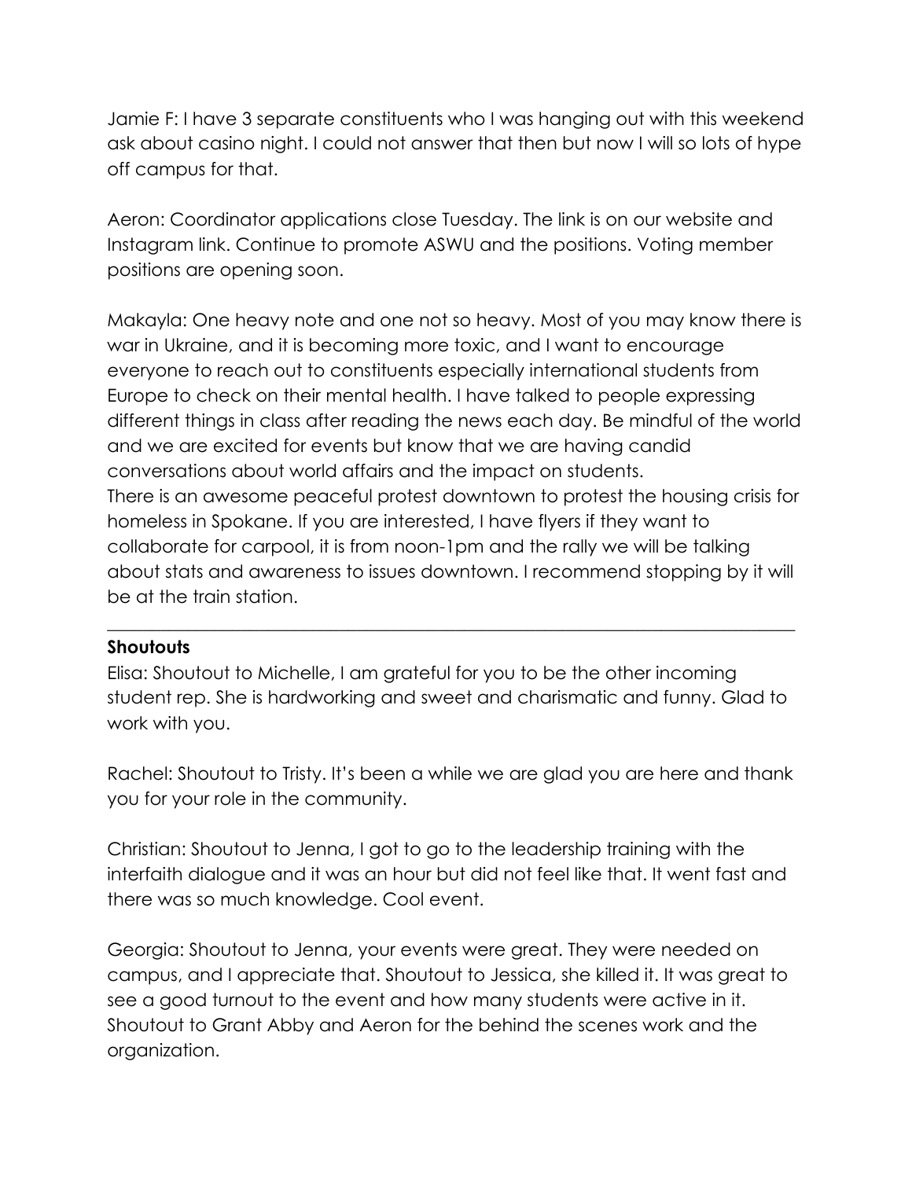Jamie F: I have 3 separate constituents who I was hanging out with this weekend ask about casino night. I could not answer that then but now I will so lots of hype off campus for that.

Aeron: Coordinator applications close Tuesday. The link is on our website and Instagram link. Continue to promote ASWU and the positions. Voting member positions are opening soon.

Makayla: One heavy note and one not so heavy. Most of you may know there is war in Ukraine, and it is becoming more toxic, and I want to encourage everyone to reach out to constituents especially international students from Europe to check on their mental health. I have talked to people expressing different things in class after reading the news each day. Be mindful of the world and we are excited for events but know that we are having candid conversations about world affairs and the impact on students.
There is an awesome peaceful protest downtown to protest the housing crisis for homeless in Spokane. If you are interested, I have flyers if they want to collaborate for carpool, it is from noon-1pm and the rally we will be talking about stats and awareness to issues downtown. I recommend stopping by it will be at the train station.

---

**Shoutouts**

Elisa: Shoutout to Michelle, I am grateful for you to be the other incoming student rep. She is hardworking and sweet and charismatic and funny. Glad to work with you.

Rachel: Shoutout to Tristy. It's been a while we are glad you are here and thank you for your role in the community.

Christian: Shoutout to Jenna, I got to go to the leadership training with the interfaith dialogue and it was an hour but did not feel like that. It went fast and there was so much knowledge. Cool event.

Georgia: Shoutout to Jenna, your events were great. They were needed on campus, and I appreciate that. Shoutout to Jessica, she killed it. It was great to see a good turnout to the event and how many students were active in it. Shoutout to Grant Abby and Aeron for the behind the scenes work and the organization.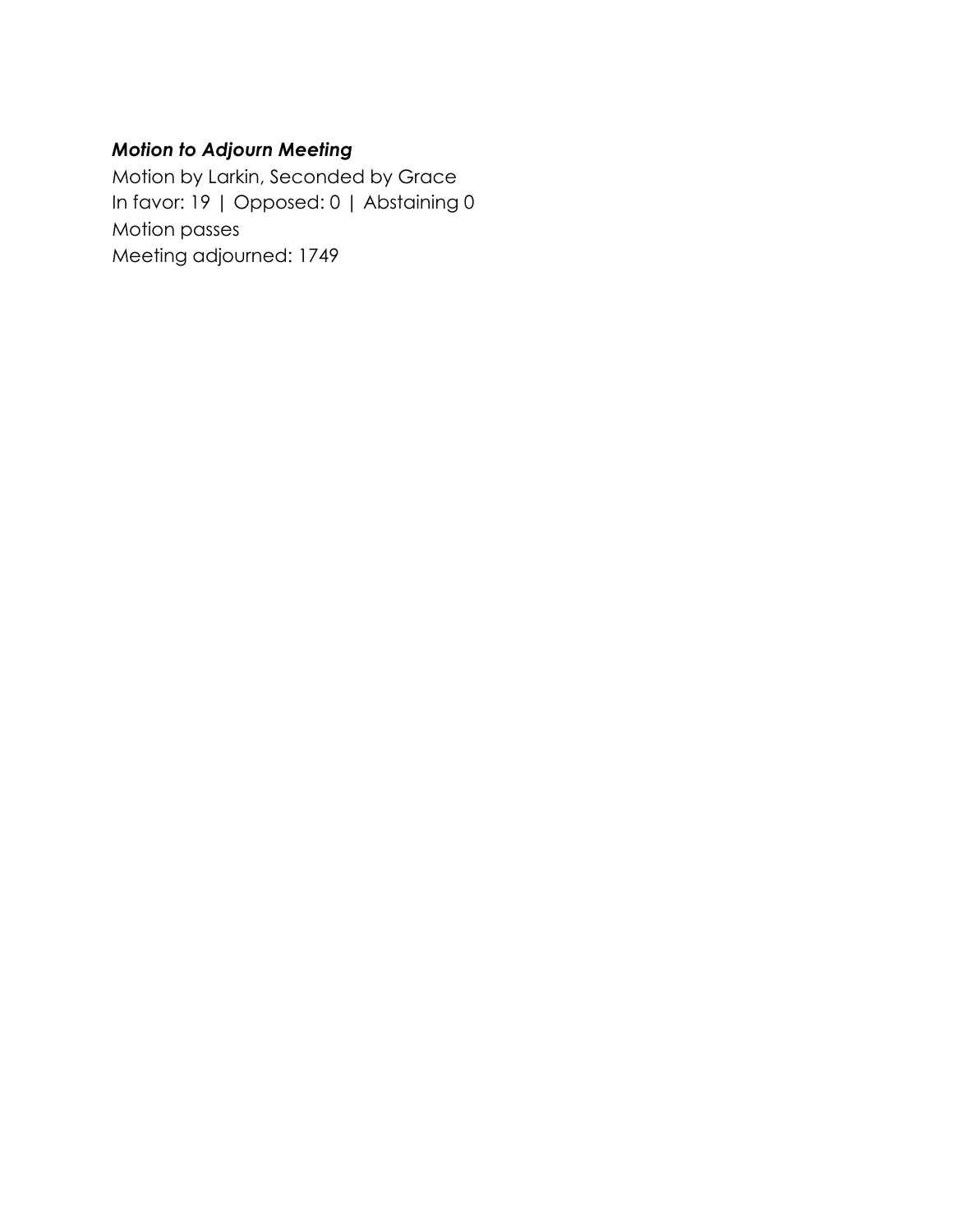***Motion to Adjourn Meeting***

Motion by Larkin, Seconded by Grace
In favor: 19 | Opposed: 0 | Abstaining 0
Motion passes
Meeting adjourned: 1749